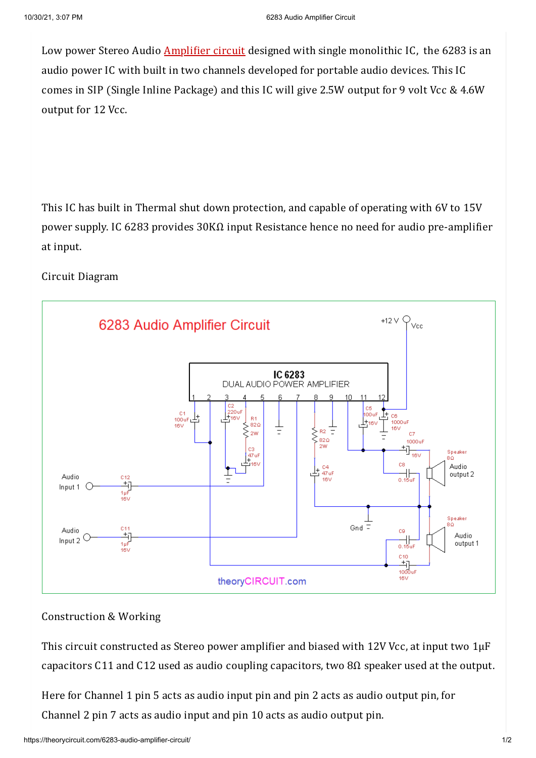Low power Stereo Audio Amplifier circuit designed with single monolithic IC, the 6283 is an audio power IC with built in two channels developed for portable audio devices. This IC comes in SIP (Single Inline Package) and this IC will give 2.5W output for 9 volt Vcc & 4.6W output for 12 Vcc.

This IC has built in Thermal shut down protection, and capable of operating with 6V to 15V power supply. IC 6283 provides 30KΩ input Resistance hence no need for audio pre-amplifier at input.

Circuit Diagram

Construction & Working

This circuit constructed as Stereo power amplifier and biased with 12V Vcc, at input two 1µF capacitors C11 and C12 used as audio coupling capacitors, two 8Ω speaker used at the output.

Here for Channel 1 pin 5 acts as audio input pin and pin 2 acts as audio output pin, for Channel 2 pin 7 acts as audio input and pin 10 acts as audio output pin.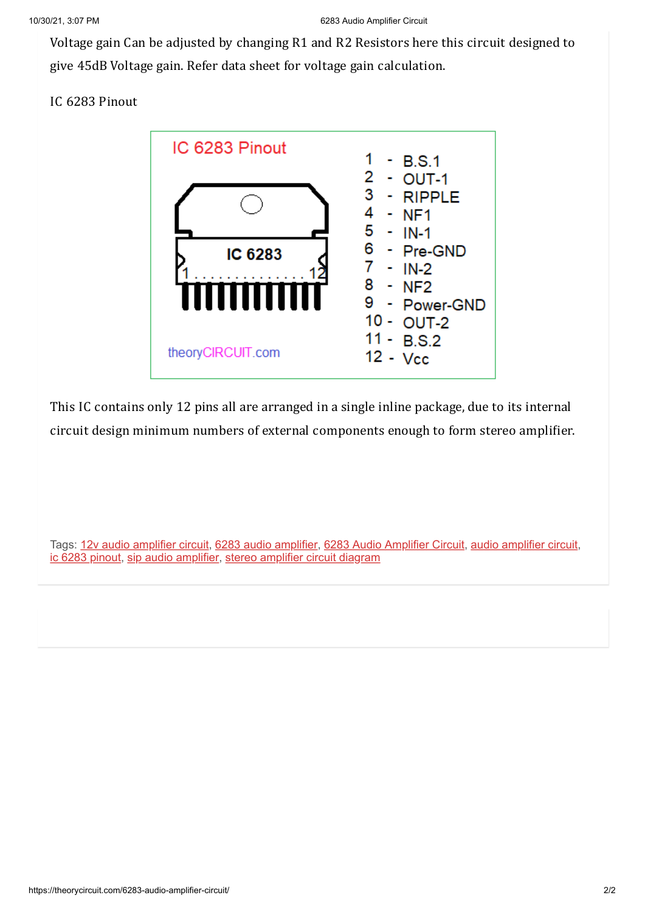Voltage gain Can be adjusted by changing R1 and R2 Resistors here this circuit designed to give 45dB Voltage gain. Refer data sheet for voltage gain calculation.

IC 6283 Pinout

IC 6283 Pinout

IC 6283

1 . . . . . . . . . . . . . 12

theoryCIRCUIT.com

1 - B.S.1
2 - OUT-1
3 - RIPPLE
4 - NF1
5 - IN-1
6 - Pre-GND
7 - IN-2
8 - NF2
9 - Power-GND
10 - OUT-2
11 - B.S.2
12 - Vcc

This IC contains only 12 pins all are arranged in a single inline package, due to its internal circuit design minimum numbers of external components enough to form stereo amplifier.

Tags: [12v audio amplifier circuit](), [6283 audio amplifier](), [6283 Audio Amplifier Circuit](), [audio amplifier circuit](), [ic 6283 pinout](), [sip audio amplifier](), [stereo amplifier circuit diagram]()